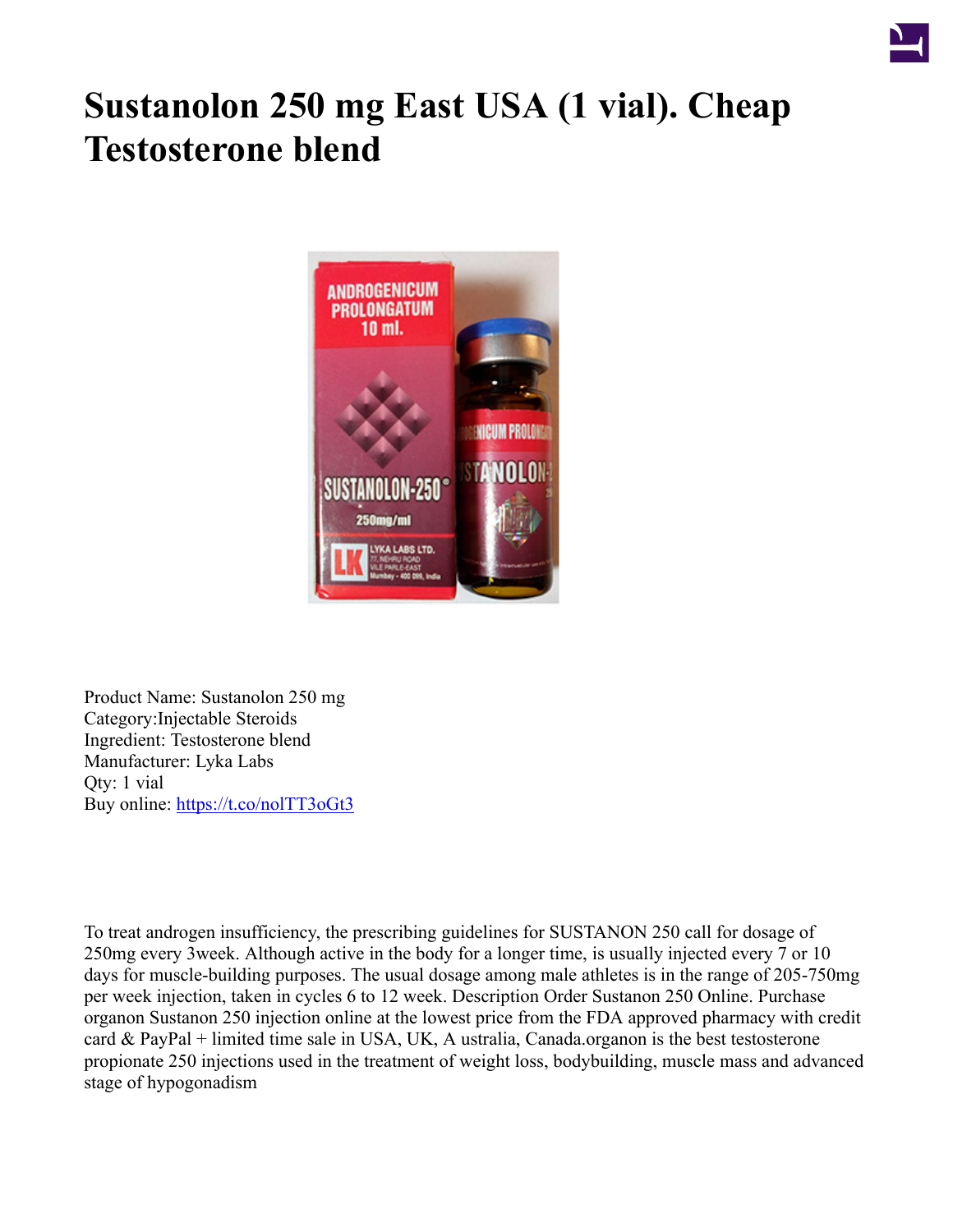# Sustanolon 250 mg East USA (1 vial). Cheap Testosterone blend

Product Name: Sustanolon 250 mg
Category:Injectable Steroids
Ingredient: Testosterone blend
Manufacturer: Lyka Labs
Qty: 1 vial
Buy online: https://t.co/nolTT3oGt3

To treat androgen insufficiency, the prescribing guidelines for SUSTANON 250 call for dosage of 250mg every 3week. Although active in the body for a longer time, is usually injected every 7 or 10 days for muscle-building purposes. The usual dosage among male athletes is in the range of 205-750mg per week injection, taken in cycles 6 to 12 week. Description Order Sustanon 250 Online. Purchase organon Sustanon 250 injection online at the lowest price from the FDA approved pharmacy with credit card & PayPal + limited time sale in USA, UK, A ustralia, Canada.organon is the best testosterone propionate 250 injections used in the treatment of weight loss, bodybuilding, muscle mass and advanced stage of hypogonadism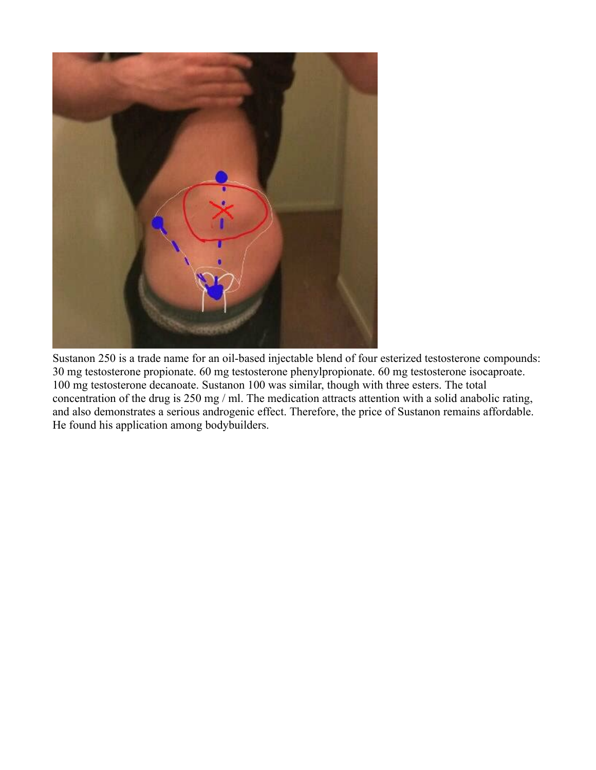Sustanon 250 is a trade name for an oil-based injectable blend of four esterized testosterone compounds: 30 mg testosterone propionate. 60 mg testosterone phenylpropionate. 60 mg testosterone isocaproate. 100 mg testosterone decanoate. Sustanon 100 was similar, though with three esters. The total concentration of the drug is 250 mg / ml. The medication attracts attention with a solid anabolic rating, and also demonstrates a serious androgenic effect. Therefore, the price of Sustanon remains affordable. He found his application among bodybuilders.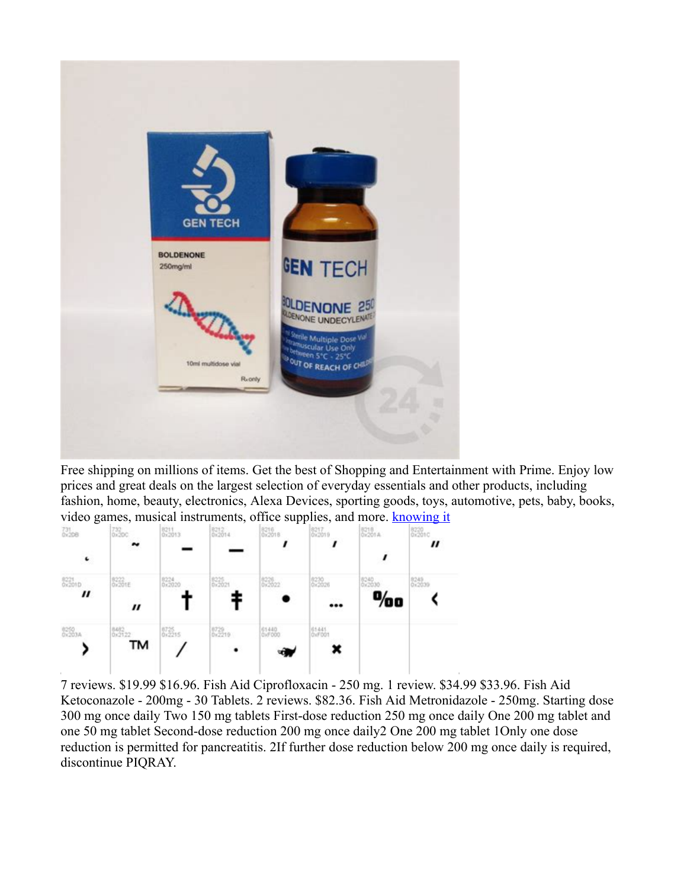Free shipping on millions of items. Get the best of Shopping and Entertainment with Prime. Enjoy low prices and great deals on the largest selection of everyday essentials and other products, including fashion, home, beauty, electronics, Alexa Devices, sporting goods, toys, automotive, pets, baby, books, video games, musical instruments, office supplies, and more. [knowing it]

7 reviews. $19.99 $16.96. Fish Aid Ciprofloxacin - 250 mg. 1 review. $34.99 $33.96. Fish Aid Ketoconazole - 200mg - 30 Tablets. 2 reviews. $82.36. Fish Aid Metronidazole - 250mg. Starting dose 300 mg once daily Two 150 mg tablets First-dose reduction 250 mg once daily One 200 mg tablet and one 50 mg tablet Second-dose reduction 200 mg once daily2 One 200 mg tablet 1Only one dose reduction is permitted for pancreatitis. 2If further dose reduction below 200 mg once daily is required, discontinue PIQRAY.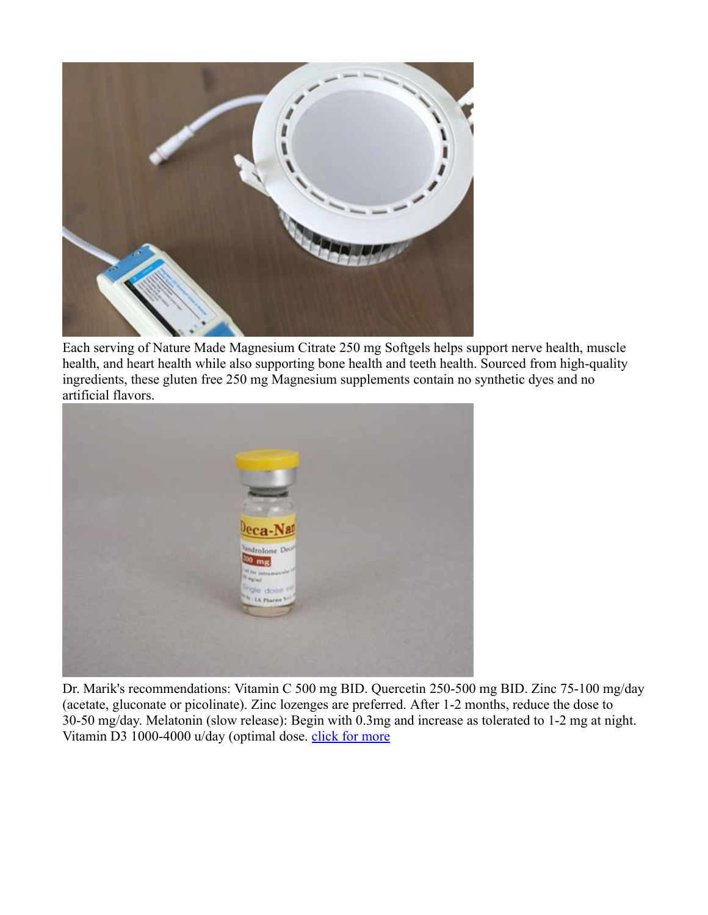Each serving of Nature Made Magnesium Citrate 250 mg Softgels helps support nerve health, muscle health, and heart health while also supporting bone health and teeth health. Sourced from high-quality ingredients, these gluten free 250 mg Magnesium supplements contain no synthetic dyes and no artificial flavors.

Dr. Marik's recommendations: Vitamin C 500 mg BID. Quercetin 250-500 mg BID. Zinc 75-100 mg/day (acetate, gluconate or picolinate). Zinc lozenges are preferred. After 1-2 months, reduce the dose to 30-50 mg/day. Melatonin (slow release): Begin with 0.3mg and increase as tolerated to 1-2 mg at night. Vitamin D3 1000-4000 u/day (optimal dose. [click for more]